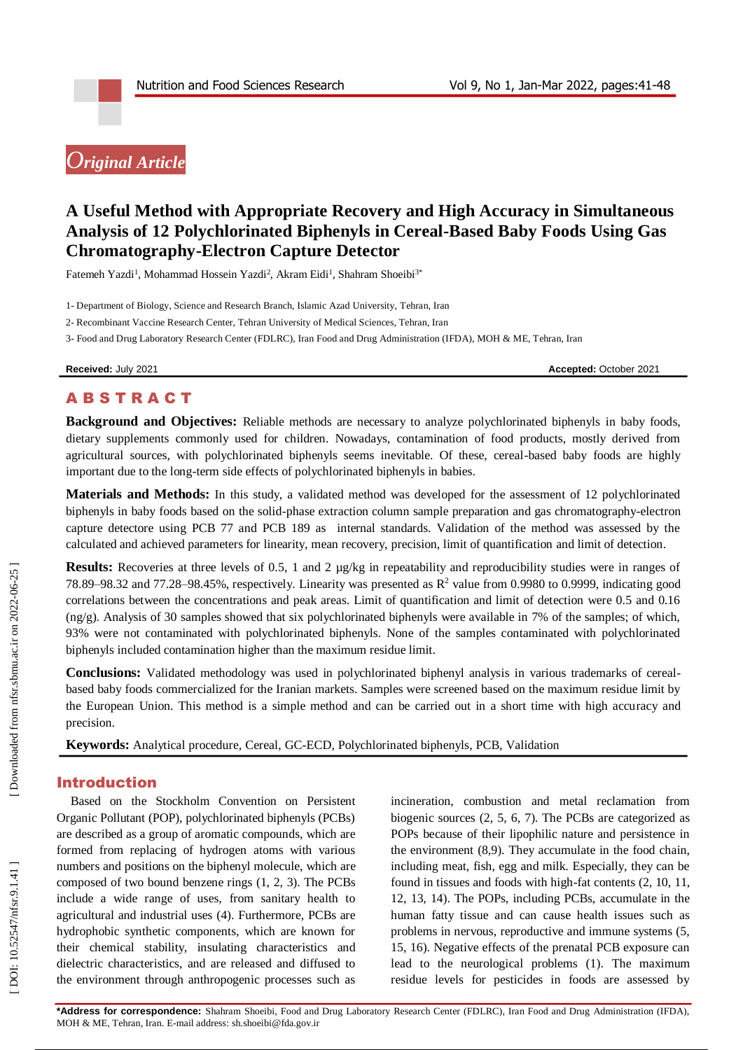*Original Article*

# A Useful Method with Appropriate Recovery and High Accuracy in Simultaneous Analysis of 12 Polychlorinated Biphenyls in Cereal-Based Baby Foods Using Gas Chromatography-Electron Capture Detector

Fatemeh Yazdi[1], Mohammad Hossein Yazdi[2], Akram Eidi[1], Shahram Shoeibi[3*]

1- Department of Biology, Science and Research Branch, Islamic Azad University, Tehran, Iran

2- Recombinant Vaccine Research Center, Tehran University of Medical Sciences, Tehran, Iran

3- Food and Drug Laboratory Research Center (FDLRC), Iran Food and Drug Administration (IFDA), MOH & ME, Tehran, Iran

**Received:** July 2021 **Accepted:** October 2021

## ABSTRACT

**Background and Objectives:** Reliable methods are necessary to analyze polychlorinated biphenyls in baby foods, dietary supplements commonly used for children. Nowadays, contamination of food products, mostly derived from agricultural sources, with polychlorinated biphenyls seems inevitable. Of these, cereal-based baby foods are highly important due to the long-term side effects of polychlorinated biphenyls in babies.

**Materials and Methods:** In this study, a validated method was developed for the assessment of 12 polychlorinated biphenyls in baby foods based on the solid-phase extraction column sample preparation and gas chromatography-electron capture detectore using PCB 77 and PCB 189 as internal standards. Validation of the method was assessed by the calculated and achieved parameters for linearity, mean recovery, precision, limit of quantification and limit of detection.

**Results:** Recoveries at three levels of 0.5, 1 and 2 µg/kg in repeatability and reproducibility studies were in ranges of 78.89–98.32 and 77.28–98.45%, respectively. Linearity was presented as $R^2$ value from 0.9980 to 0.9999, indicating good correlations between the concentrations and peak areas. Limit of quantification and limit of detection were 0.5 and 0.16 (ng/g). Analysis of 30 samples showed that six polychlorinated biphenyls were available in 7% of the samples; of which, 93% were not contaminated with polychlorinated biphenyls. None of the samples contaminated with polychlorinated biphenyls included contamination higher than the maximum residue limit.

**Conclusions:** Validated methodology was used in polychlorinated biphenyl analysis in various trademarks of cereal-based baby foods commercialized for the Iranian markets. Samples were screened based on the maximum residue limit by the European Union. This method is a simple method and can be carried out in a short time with high accuracy and precision.

**Keywords:** Analytical procedure, Cereal, GC-ECD, Polychlorinated biphenyls, PCB, Validation

## Introduction

Based on the Stockholm Convention on Persistent Organic Pollutant (POP), polychlorinated biphenyls (PCBs) are described as a group of aromatic compounds, which are formed from replacing of hydrogen atoms with various numbers and positions on the biphenyl molecule, which are composed of two bound benzene rings (1, 2, 3). The PCBs include a wide range of uses, from sanitary health to agricultural and industrial uses (4). Furthermore, PCBs are hydrophobic synthetic components, which are known for their chemical stability, insulating characteristics and dielectric characteristics, and are released and diffused to the environment through anthropogenic processes such as incineration, combustion and metal reclamation from biogenic sources (2, 5, 6, 7). The PCBs are categorized as POPs because of their lipophilic nature and persistence in the environment (8,9). They accumulate in the food chain, including meat, fish, egg and milk. Especially, they can be found in tissues and foods with high-fat contents (2, 10, 11, 12, 13, 14). The POPs, including PCBs, accumulate in the human fatty tissue and can cause health issues such as problems in nervous, reproductive and immune systems (5, 15, 16). Negative effects of the prenatal PCB exposure can lead to the neurological problems (1). The maximum residue levels for pesticides in foods are assessed by

**\*Address for correspondence:** Shahram Shoeibi, Food and Drug Laboratory Research Center (FDLRC), Iran Food and Drug Administration (IFDA), MOH & ME, Tehran, Iran. E-mail address: sh.shoeibi@fda.gov.ir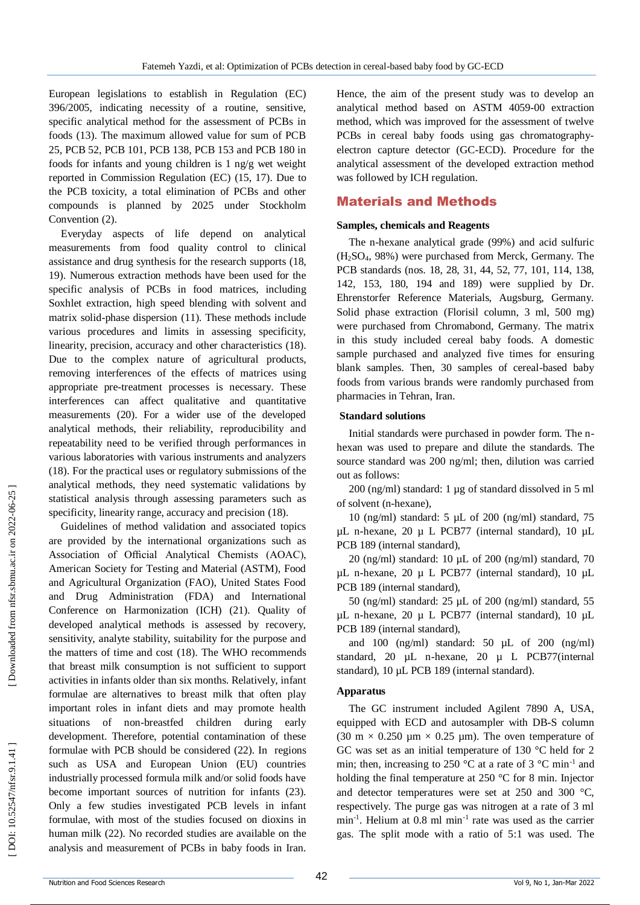European legislations to establish in Regulation (EC) 396/2005, indicating necessity of a routine, sensitive, specific analytical method for the assessment of PCBs in foods (13). The maximum allowed value for sum of PCB 25, PCB 52, PCB 101, PCB 138, PCB 153 and PCB 180 in foods for infants and young children is 1 ng/g wet weight reported in Commission Regulation (EC) (15, 17). Due to the PCB toxicity, a total elimination of PCBs and other compounds is planned by 2025 under Stockholm Convention (2).

Everyday aspects of life depend on analytical measurements from food quality control to clinical assistance and drug synthesis for the research supports (18, 19). Numerous extraction methods have been used for the specific analysis of PCBs in food matrices, including Soxhlet extraction, high speed blending with solvent and matrix solid-phase dispersion (11). These methods include various procedures and limits in assessing specificity, linearity, precision, accuracy and other characteristics (18). Due to the complex nature of agricultural products, removing interferences of the effects of matrices using appropriate pre-treatment processes is necessary. These interferences can affect qualitative and quantitative measurements (20). For a wider use of the developed analytical methods, their reliability, reproducibility and repeatability need to be verified through performances in various laboratories with various instruments and analyzers (18). For the practical uses or regulatory submissions of the analytical methods, they need systematic validations by statistical analysis through assessing parameters such as specificity, linearity range, accuracy and precision (18).

Guidelines of method validation and associated topics are provided by the international organizations such as Association of Official Analytical Chemists (AOAC), American Society for Testing and Material (ASTM), Food and Agricultural Organization (FAO), United States Food and Drug Administration (FDA) and International Conference on Harmonization (ICH) (21). Quality of developed analytical methods is assessed by recovery, sensitivity, analyte stability, suitability for the purpose and the matters of time and cost (18). The WHO recommends that breast milk consumption is not sufficient to support activities in infants older than six months. Relatively, infant formulae are alternatives to breast milk that often play important roles in infant diets and may promote health situations of non-breastfed children during early development. Therefore, potential contamination of these formulae with PCB should be considered (22). In regions such as USA and European Union (EU) countries industrially processed formula milk and/or solid foods have become important sources of nutrition for infants (23). Only a few studies investigated PCB levels in infant formulae, with most of the studies focused on dioxins in human milk (22). No recorded studies are available on the analysis and measurement of PCBs in baby foods in Iran. Hence, the aim of the present study was to develop an analytical method based on ASTM 4059-00 extraction method, which was improved for the assessment of twelve PCBs in cereal baby foods using gas chromatography-electron capture detector (GC-ECD). Procedure for the analytical assessment of the developed extraction method was followed by ICH regulation.

## Materials and Methods

### Samples, chemicals and Reagents

The n-hexane analytical grade (99%) and acid sulfuric ($H_2SO_4$, 98%) were purchased from Merck, Germany. The PCB standards (nos. 18, 28, 31, 44, 52, 77, 101, 114, 138, 142, 153, 180, 194 and 189) were supplied by Dr. Ehrenstorfer Reference Materials, Augsburg, Germany. Solid phase extraction (Florisil column, 3 ml, 500 mg) were purchased from Chromabond, Germany. The matrix in this study included cereal baby foods. A domestic sample purchased and analyzed five times for ensuring blank samples. Then, 30 samples of cereal-based baby foods from various brands were randomly purchased from pharmacies in Tehran, Iran.

### Standard solutions

Initial standards were purchased in powder form. The n-hexan was used to prepare and dilute the standards. The source standard was 200 ng/ml; then, dilution was carried out as follows:

200 (ng/ml) standard: 1 µg of standard dissolved in 5 ml of solvent (n-hexane),

10 (ng/ml) standard: 5 µL of 200 (ng/ml) standard, 75 µL n-hexane, 20 µ L PCB77 (internal standard), 10 µL PCB 189 (internal standard),

20 (ng/ml) standard: 10 µL of 200 (ng/ml) standard, 70 µL n-hexane, 20 µ L PCB77 (internal standard), 10 µL PCB 189 (internal standard),

50 (ng/ml) standard: 25 µL of 200 (ng/ml) standard, 55 µL n-hexane, 20 µ L PCB77 (internal standard), 10 µL PCB 189 (internal standard),

and 100 (ng/ml) standard: 50 µL of 200 (ng/ml) standard, 20 µL n-hexane, 20 µ L PCB77(internal standard), 10 µL PCB 189 (internal standard).

### Apparatus

The GC instrument included Agilent 7890 A, USA, equipped with ECD and autosampler with DB-S column (30 m × 0.250 µm × 0.25 µm). The oven temperature of GC was set as an initial temperature of 130 °C held for 2 min; then, increasing to 250 °C at a rate of 3 °C $min^{-1}$ and holding the final temperature at 250 °C for 8 min. Injector and detector temperatures were set at 250 and 300 °C, respectively. The purge gas was nitrogen at a rate of 3 ml $min^{-1}$. Helium at 0.8 ml $min^{-1}$ rate was used as the carrier gas. The split mode with a ratio of 5:1 was used. The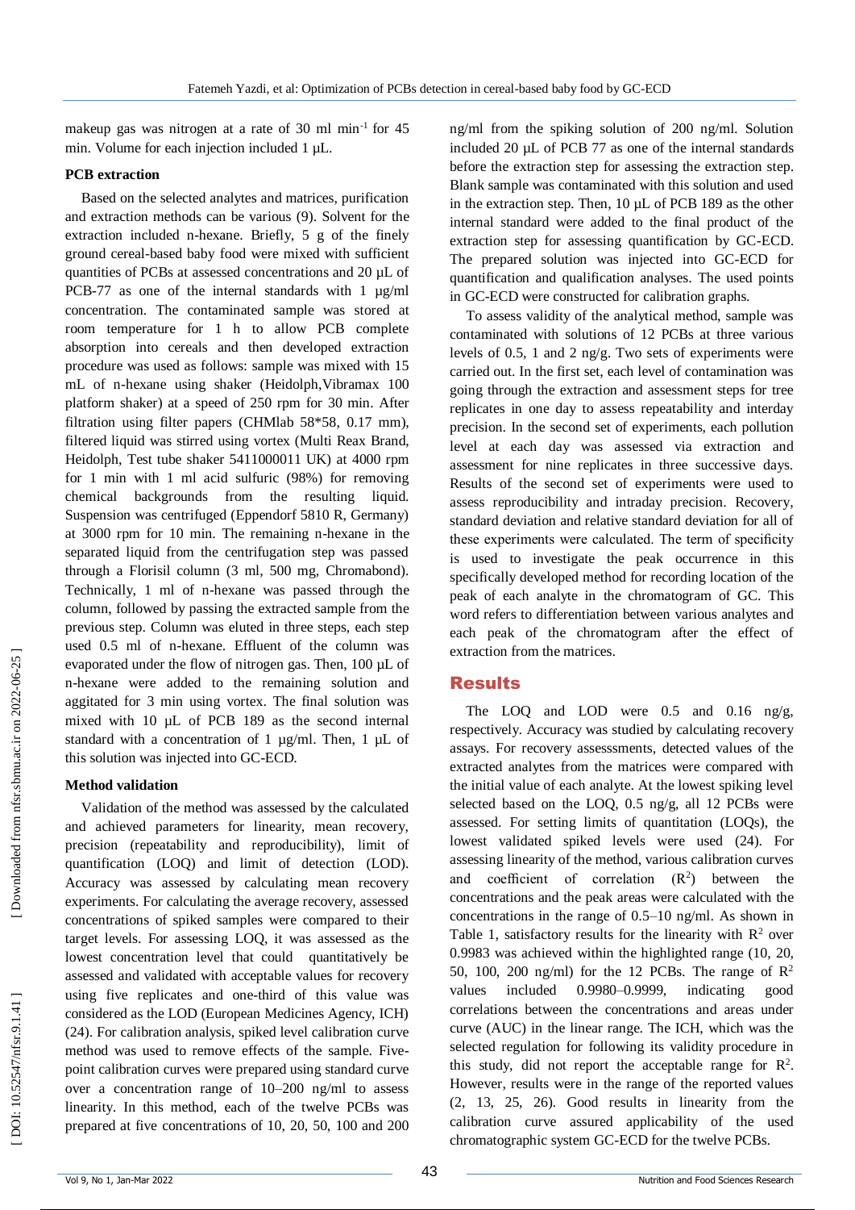makeup gas was nitrogen at a rate of 30 ml min$^{-1}$ for 45 min. Volume for each injection included 1 µL.

**PCB extraction**

Based on the selected analytes and matrices, purification and extraction methods can be various (9). Solvent for the extraction included n-hexane. Briefly, 5 g of the finely ground cereal-based baby food were mixed with sufficient quantities of PCBs at assessed concentrations and 20 µL of PCB-77 as one of the internal standards with 1 µg/ml concentration. The contaminated sample was stored at room temperature for 1 h to allow PCB complete absorption into cereals and then developed extraction procedure was used as follows: sample was mixed with 15 mL of n-hexane using shaker (Heidolph,Vibramax 100 platform shaker) at a speed of 250 rpm for 30 min. After filtration using filter papers (CHMlab 58*58, 0.17 mm), filtered liquid was stirred using vortex (Multi Reax Brand, Heidolph, Test tube shaker 5411000011 UK) at 4000 rpm for 1 min with 1 ml acid sulfuric (98%) for removing chemical backgrounds from the resulting liquid. Suspension was centrifuged (Eppendorf 5810 R, Germany) at 3000 rpm for 10 min. The remaining n-hexane in the separated liquid from the centrifugation step was passed through a Florisil column (3 ml, 500 mg, Chromabond). Technically, 1 ml of n-hexane was passed through the column, followed by passing the extracted sample from the previous step. Column was eluted in three steps, each step used 0.5 ml of n-hexane. Effluent of the column was evaporated under the flow of nitrogen gas. Then, 100 µL of n-hexane were added to the remaining solution and aggitated for 3 min using vortex. The final solution was mixed with 10 µL of PCB 189 as the second internal standard with a concentration of 1 µg/ml. Then, 1 µL of this solution was injected into GC-ECD.

**Method validation**

Validation of the method was assessed by the calculated and achieved parameters for linearity, mean recovery, precision (repeatability and reproducibility), limit of quantification (LOQ) and limit of detection (LOD). Accuracy was assessed by calculating mean recovery experiments. For calculating the average recovery, assessed concentrations of spiked samples were compared to their target levels. For assessing LOQ, it was assessed as the lowest concentration level that could quantitatively be assessed and validated with acceptable values for recovery using five replicates and one-third of this value was considered as the LOD (European Medicines Agency, ICH) (24). For calibration analysis, spiked level calibration curve method was used to remove effects of the sample. Five-point calibration curves were prepared using standard curve over a concentration range of 10–200 ng/ml to assess linearity. In this method, each of the twelve PCBs was prepared at five concentrations of 10, 20, 50, 100 and 200 ng/ml from the spiking solution of 200 ng/ml. Solution included 20 µL of PCB 77 as one of the internal standards before the extraction step for assessing the extraction step. Blank sample was contaminated with this solution and used in the extraction step. Then, 10 µL of PCB 189 as the other internal standard were added to the final product of the extraction step for assessing quantification by GC-ECD. The prepared solution was injected into GC-ECD for quantification and qualification analyses. The used points in GC-ECD were constructed for calibration graphs.

To assess validity of the analytical method, sample was contaminated with solutions of 12 PCBs at three various levels of 0.5, 1 and 2 ng/g. Two sets of experiments were carried out. In the first set, each level of contamination was going through the extraction and assessment steps for tree replicates in one day to assess repeatability and interday precision. In the second set of experiments, each pollution level at each day was assessed via extraction and assessment for nine replicates in three successive days. Results of the second set of experiments were used to assess reproducibility and intraday precision. Recovery, standard deviation and relative standard deviation for all of these experiments were calculated. The term of specificity is used to investigate the peak occurrence in this specifically developed method for recording location of the peak of each analyte in the chromatogram of GC. This word refers to differentiation between various analytes and each peak of the chromatogram after the effect of extraction from the matrices.

## Results

The LOQ and LOD were 0.5 and 0.16 ng/g, respectively. Accuracy was studied by calculating recovery assays. For recovery assessments, detected values of the extracted analytes from the matrices were compared with the initial value of each analyte. At the lowest spiking level selected based on the LOQ, 0.5 ng/g, all 12 PCBs were assessed. For setting limits of quantitation (LOQs), the lowest validated spiked levels were used (24). For assessing linearity of the method, various calibration curves and coefficient of correlation ($R^2$) between the concentrations and the peak areas were calculated with the concentrations in the range of 0.5–10 ng/ml. As shown in Table 1, satisfactory results for the linearity with $R^2$ over 0.9983 was achieved within the highlighted range (10, 20, 50, 100, 200 ng/ml) for the 12 PCBs. The range of $R^2$ values included 0.9980–0.9999, indicating good correlations between the concentrations and areas under curve (AUC) in the linear range. The ICH, which was the selected regulation for following its validity procedure in this study, did not report the acceptable range for $R^2$. However, results were in the range of the reported values (2, 13, 25, 26). Good results in linearity from the calibration curve assured applicability of the used chromatographic system GC-ECD for the twelve PCBs.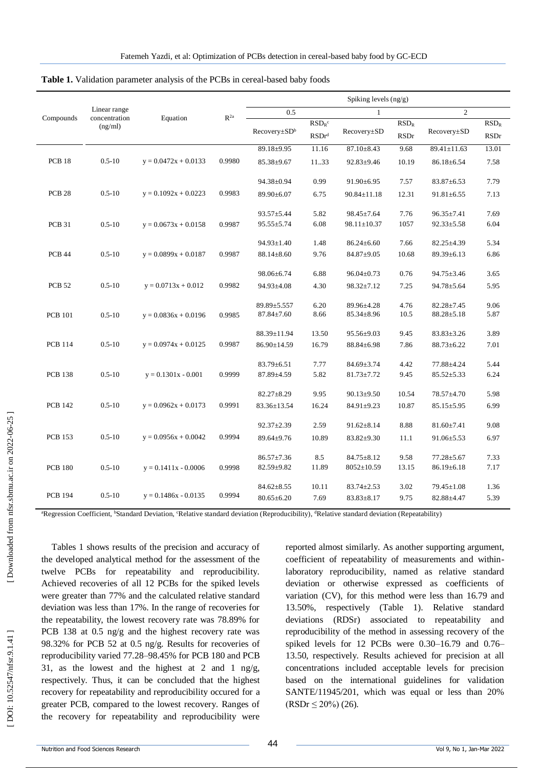**Table 1.** Validation parameter analysis of the PCBs in cereal-based baby foods

| Compounds | Linear range concentration (ng/ml) | Equation | $R^{2a}$ | Spiking levels (ng/g) | | | | | |
|---|---|---|---|---|---|---|---|---|---|
| | | | | 0.5 | | 1 | | 2 | |
| | | | | Recovery±SD[b] | $RSD_R$[c] / RSDr[d] | Recovery±SD | $RSD_R$ / RSDr | Recovery±SD | $RSD_R$ / RSDr |
| PCB 18 | 0.5-10 | y = 0.0472x + 0.0133 | 0.9980 | 89.18±9.95 | 11.16 | 87.10±8.43 | 9.68 | 89.41±11.63 | 13.01 |
| | | | | 85.38±9.67 | 11..33 | 92.83±9.46 | 10.19 | 86.18±6.54 | 7.58 |
| PCB 28 | 0.5-10 | y = 0.1092x + 0.0223 | 0.9983 | 94.38±0.94 | 0.99 | 91.90±6.95 | 7.57 | 83.87±6.53 | 7.79 |
| | | | | 89.90±6.07 | 6.75 | 90.84±11.18 | 12.31 | 91.81±6.55 | 7.13 |
| PCB 31 | 0.5-10 | y = 0.0673x + 0.0158 | 0.9987 | 93.57±5.44 | 5.82 | 98.45±7.64 | 7.76 | 96.35±7.41 | 7.69 |
| | | | | 95.55±5.74 | 6.08 | 98.11±10.37 | 1057 | 92.33±5.58 | 6.04 |
| PCB 44 | 0.5-10 | y = 0.0899x + 0.0187 | 0.9987 | 94.93±1.40 | 1.48 | 86.24±6.60 | 7.66 | 82.25±4.39 | 5.34 |
| | | | | 88.14±8.60 | 9.76 | 84.87±9.05 | 10.68 | 89.39±6.13 | 6.86 |
| PCB 52 | 0.5-10 | y = 0.0713x + 0.012 | 0.9982 | 98.06±6.74 | 6.88 | 96.04±0.73 | 0.76 | 94.75±3.46 | 3.65 |
| | | | | 94.93±4.08 | 4.30 | 98.32±7.12 | 7.25 | 94.78±5.64 | 5.95 |
| PCB 101 | 0.5-10 | y = 0.0836x + 0.0196 | 0.9985 | 89.89±5.557 | 6.20 | 89.96±4.28 | 4.76 | 82.28±7.45 | 9.06 |
| | | | | 87.84±7.60 | 8.66 | 85.34±8.96 | 10.5 | 88.28±5.18 | 5.87 |
| PCB 114 | 0.5-10 | y = 0.0974x + 0.0125 | 0.9987 | 88.39±11.94 | 13.50 | 95.56±9.03 | 9.45 | 83.83±3.26 | 3.89 |
| | | | | 86.90±14.59 | 16.79 | 88.84±6.98 | 7.86 | 88.73±6.22 | 7.01 |
| PCB 138 | 0.5-10 | y = 0.1301x - 0.001 | 0.9999 | 83.79±6.51 | 7.77 | 84.69±3.74 | 4.42 | 77.88±4.24 | 5.44 |
| | | | | 87.89±4.59 | 5.82 | 81.73±7.72 | 9.45 | 85.52±5.33 | 6.24 |
| PCB 142 | 0.5-10 | y = 0.0962x + 0.0173 | 0.9991 | 82.27±8.29 | 9.95 | 90.13±9.50 | 10.54 | 78.57±4.70 | 5.98 |
| | | | | 83.36±13.54 | 16.24 | 84.91±9.23 | 10.87 | 85.15±5.95 | 6.99 |
| PCB 153 | 0.5-10 | y = 0.0956x + 0.0042 | 0.9994 | 92.37±2.39 | 2.59 | 91.62±8.14 | 8.88 | 81.60±7.41 | 9.08 |
| | | | | 89.64±9.76 | 10.89 | 83.82±9.30 | 11.1 | 91.06±5.53 | 6.97 |
| PCB 180 | 0.5-10 | y = 0.1411x - 0.0006 | 0.9998 | 86.57±7.36 | 8.5 | 84.75±8.12 | 9.58 | 77.28±5.67 | 7.33 |
| | | | | 82.59±9.82 | 11.89 | 8052±10.59 | 13.15 | 86.19±6.18 | 7.17 |
| PCB 194 | 0.5-10 | y = 0.1486x - 0.0135 | 0.9994 | 84.62±8.55 | 10.11 | 83.74±2.53 | 3.02 | 79.45±1.08 | 1.36 |
| | | | | 80.65±6.20 | 7.69 | 83.83±8.17 | 9.75 | 82.88±4.47 | 5.39 |

[a]Regression Coefficient, [b]Standard Deviation, [c]Relative standard deviation (Reproducibility), [d]Relative standard deviation (Repeatability)

Tables 1 shows results of the precision and accuracy of the developed analytical method for the assessment of the twelve PCBs for repeatability and reproducibility. Achieved recoveries of all 12 PCBs for the spiked levels were greater than 77% and the calculated relative standard deviation was less than 17%. In the range of recoveries for the repeatability, the lowest recovery rate was 78.89% for PCB 138 at 0.5 ng/g and the highest recovery rate was 98.32% for PCB 52 at 0.5 ng/g. Results for recoveries of reproducibility varied 77.28–98.45% for PCB 180 and PCB 31, as the lowest and the highest at 2 and 1 ng/g, respectively. Thus, it can be concluded that the highest recovery for repeatability and reproducibility occured for a greater PCB, compared to the lowest recovery. Ranges of the recovery for repeatability and reproducibility were reported almost similarly. As another supporting argument, coefficient of repeatability of measurements and within-laboratory reproducibility, named as relative standard deviation or otherwise expressed as coefficients of variation (CV), for this method were less than 16.79 and 13.50%, respectively (Table 1). Relative standard deviations (RDSr) associated to repeatability and reproducibility of the method in assessing recovery of the spiked levels for 12 PCBs were 0.30–16.79 and 0.76–13.50, respectively. Results achieved for precision at all concentrations included acceptable levels for precision based on the international guidelines for validation SANTE/11945/201, which was equal or less than 20% (RSDr $\leq$ 20%) (26).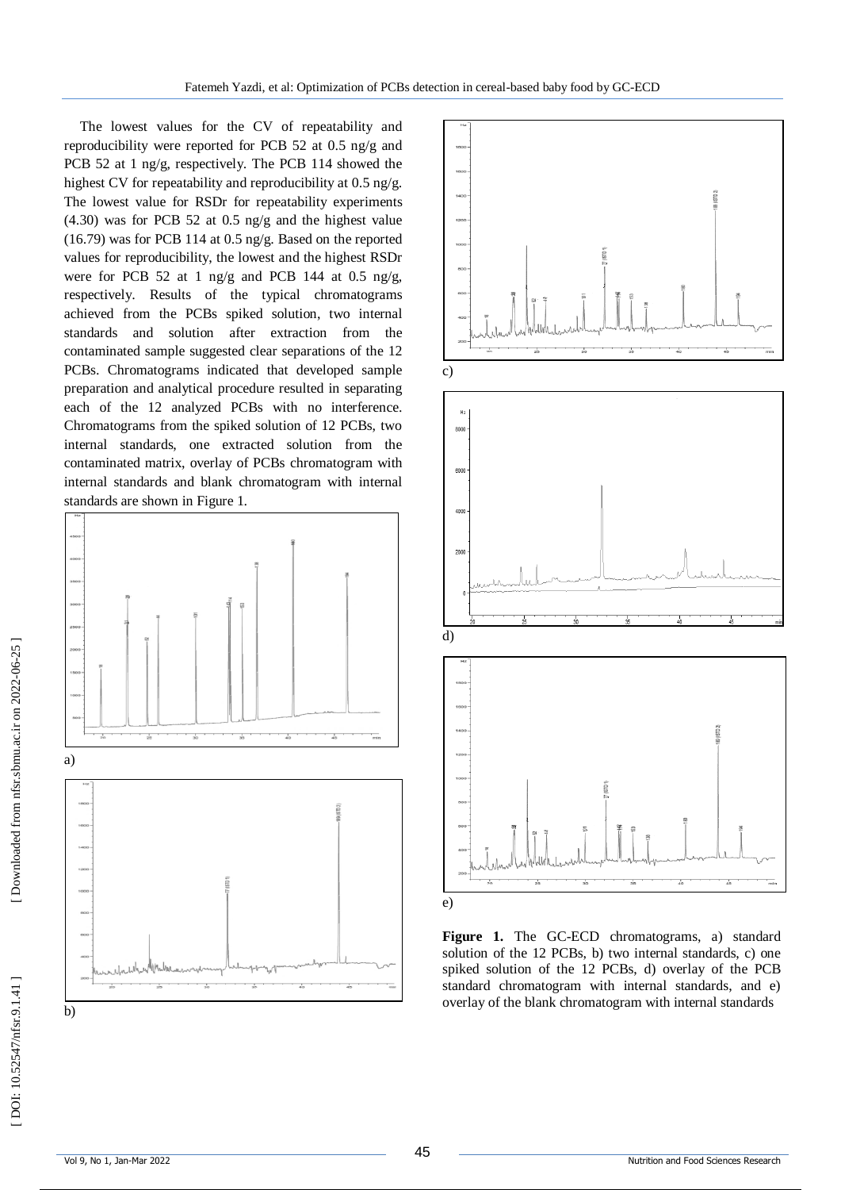The lowest values for the CV of repeatability and reproducibility were reported for PCB 52 at 0.5 ng/g and PCB 52 at 1 ng/g, respectively. The PCB 114 showed the highest CV for repeatability and reproducibility at 0.5 ng/g. The lowest value for RSDr for repeatability experiments (4.30) was for PCB 52 at 0.5 ng/g and the highest value (16.79) was for PCB 114 at 0.5 ng/g. Based on the reported values for reproducibility, the lowest and the highest RSDr were for PCB 52 at 1 ng/g and PCB 144 at 0.5 ng/g, respectively. Results of the typical chromatograms achieved from the PCBs spiked solution, two internal standards and solution after extraction from the contaminated sample suggested clear separations of the 12 PCBs. Chromatograms indicated that developed sample preparation and analytical procedure resulted in separating each of the 12 analyzed PCBs with no interference. Chromatograms from the spiked solution of 12 PCBs, two internal standards, one extracted solution from the contaminated matrix, overlay of PCBs chromatogram with internal standards and blank chromatogram with internal standards are shown in Figure 1.

**Figure 1.** The GC-ECD chromatograms, a) standard solution of the 12 PCBs, b) two internal standards, c) one spiked solution of the 12 PCBs, d) overlay of the PCB standard chromatogram with internal standards, and e) overlay of the blank chromatogram with internal standards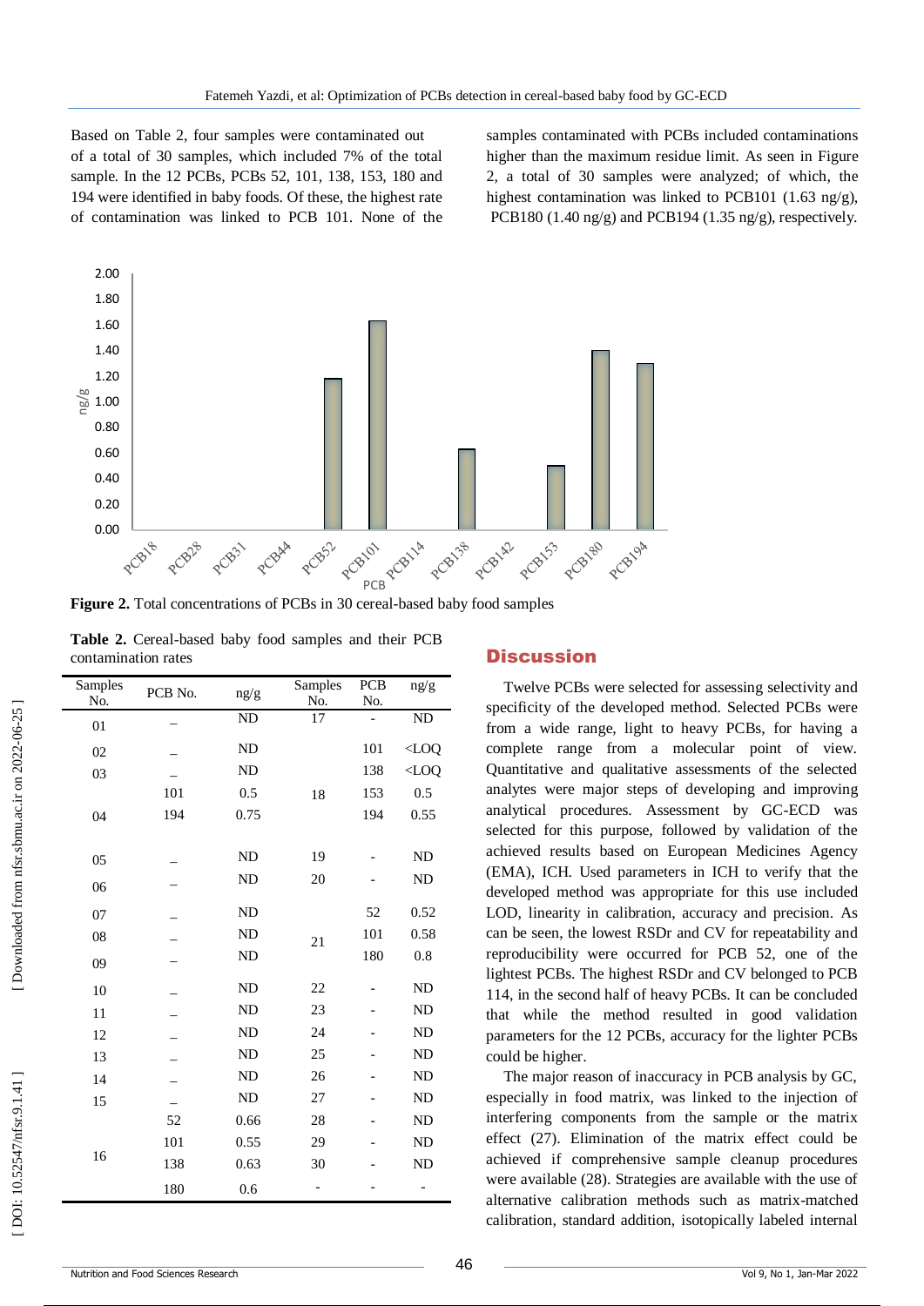Based on Table 2, four samples were contaminated out of a total of 30 samples, which included 7% of the total sample. In the 12 PCBs, PCBs 52, 101, 138, 153, 180 and 194 were identified in baby foods. Of these, the highest rate of contamination was linked to PCB 101. None of the samples contaminated with PCBs included contaminations higher than the maximum residue limit. As seen in Figure 2, a total of 30 samples were analyzed; of which, the highest contamination was linked to PCB101 (1.63 ng/g), PCB180 (1.40 ng/g) and PCB194 (1.35 ng/g), respectively.

**Figure 2.** Total concentrations of PCBs in 30 cereal-based baby food samples

**Table 2.** Cereal-based baby food samples and their PCB contamination rates

| Samples No. | PCB No. | ng/g | Samples No. | PCB No. | ng/g |
|---|---|---|---|---|---|
| 01 | – | ND | 17 | - | ND |
| 02 | – | ND | 18 | 101 | <LOQ |
| 03 | – | ND | | 138 | <LOQ |
| 04 | 101 | 0.5 | | 153 | 0.5 |
| | 194 | 0.75 | | 194 | 0.55 |
| 05 | – | ND | 19 | - | ND |
| 06 | – | ND | 20 | - | ND |
| 07 | – | ND | 21 | 52 | 0.52 |
| 08 | – | ND | | 101 | 0.58 |
| 09 | – | ND | | 180 | 0.8 |
| 10 | – | ND | 22 | - | ND |
| 11 | – | ND | 23 | - | ND |
| 12 | – | ND | 24 | - | ND |
| 13 | – | ND | 25 | - | ND |
| 14 | – | ND | 26 | - | ND |
| 15 | – | ND | 27 | - | ND |
| 16 | 52 | 0.66 | 28 | - | ND |
| | 101 | 0.55 | 29 | - | ND |
| | 138 | 0.63 | 30 | - | ND |
| | 180 | 0.6 | - | - | - |

## Discussion

Twelve PCBs were selected for assessing selectivity and specificity of the developed method. Selected PCBs were from a wide range, light to heavy PCBs, for having a complete range from a molecular point of view. Quantitative and qualitative assessments of the selected analytes were major steps of developing and improving analytical procedures. Assessment by GC-ECD was selected for this purpose, followed by validation of the achieved results based on European Medicines Agency (EMA), ICH. Used parameters in ICH to verify that the developed method was appropriate for this use included LOD, linearity in calibration, accuracy and precision. As can be seen, the lowest RSDr and CV for repeatability and reproducibility were occurred for PCB 52, one of the lightest PCBs. The highest RSDr and CV belonged to PCB 114, in the second half of heavy PCBs. It can be concluded that while the method resulted in good validation parameters for the 12 PCBs, accuracy for the lighter PCBs could be higher.

The major reason of inaccuracy in PCB analysis by GC, especially in food matrix, was linked to the injection of interfering components from the sample or the matrix effect (27). Elimination of the matrix effect could be achieved if comprehensive sample cleanup procedures were available (28). Strategies are available with the use of alternative calibration methods such as matrix-matched calibration, standard addition, isotopically labeled internal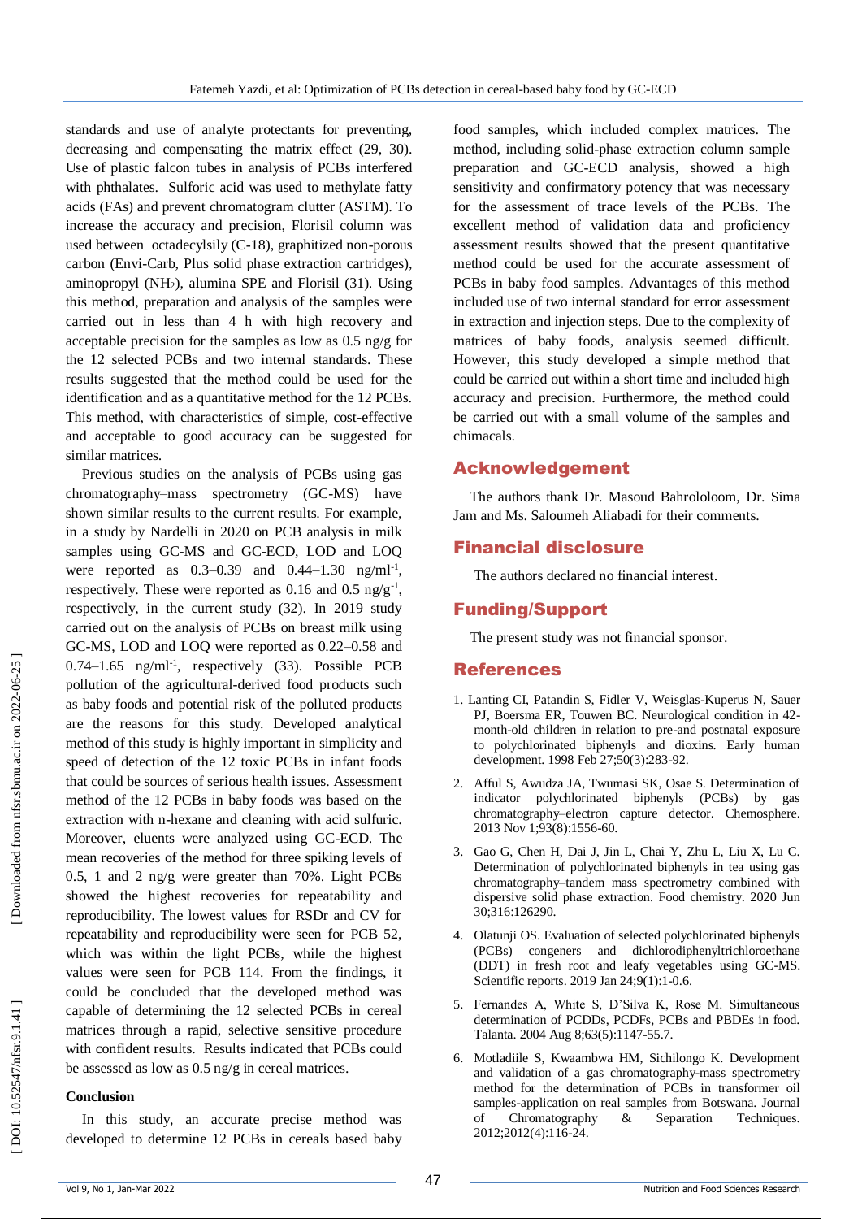standards and use of analyte protectants for preventing, decreasing and compensating the matrix effect (29, 30). Use of plastic falcon tubes in analysis of PCBs interfered with phthalates. Sulfuric acid was used to methylate fatty acids (FAs) and prevent chromatogram clutter (ASTM). To increase the accuracy and precision, Florisil column was used between octadecylsily (C-18), graphitized non-porous carbon (Envi-Carb, Plus solid phase extraction cartridges), aminopropyl ($NH_2$), alumina SPE and Florisil (31). Using this method, preparation and analysis of the samples were carried out in less than 4 h with high recovery and acceptable precision for the samples as low as 0.5 ng/g for the 12 selected PCBs and two internal standards. These results suggested that the method could be used for the identification and as a quantitative method for the 12 PCBs. This method, with characteristics of simple, cost-effective and acceptable to good accuracy can be suggested for similar matrices.

Previous studies on the analysis of PCBs using gas chromatography–mass spectrometry (GC-MS) have shown similar results to the current results. For example, in a study by Nardelli in 2020 on PCB analysis in milk samples using GC-MS and GC-ECD, LOD and LOQ were reported as 0.3–0.39 and 0.44–1.30 $ng/ml^{-1}$, respectively. These were reported as 0.16 and 0.5 $ng/g^{-1}$, respectively, in the current study (32). In 2019 study carried out on the analysis of PCBs on breast milk using GC-MS, LOD and LOQ were reported as 0.22–0.58 and 0.74–1.65 $ng/ml^{-1}$, respectively (33). Possible PCB pollution of the agricultural-derived food products such as baby foods and potential risk of the polluted products are the reasons for this study. Developed analytical method of this study is highly important in simplicity and speed of detection of the 12 toxic PCBs in infant foods that could be sources of serious health issues. Assessment method of the 12 PCBs in baby foods was based on the extraction with n-hexane and cleaning with acid sulfuric. Moreover, eluents were analyzed using GC-ECD. The mean recoveries of the method for three spiking levels of 0.5, 1 and 2 ng/g were greater than 70%. Light PCBs showed the highest recoveries for repeatability and reproducibility. The lowest values for RSDr and CV for repeatability and reproducibility were seen for PCB 52, which was within the light PCBs, while the highest values were seen for PCB 114. From the findings, it could be concluded that the developed method was capable of determining the 12 selected PCBs in cereal matrices through a rapid, selective sensitive procedure with confident results. Results indicated that PCBs could be assessed as low as 0.5 ng/g in cereal matrices.

### Conclusion

In this study, an accurate precise method was developed to determine 12 PCBs in cereals based baby food samples, which included complex matrices. The method, including solid-phase extraction column sample preparation and GC-ECD analysis, showed a high sensitivity and confirmatory potency that was necessary for the assessment of trace levels of the PCBs. The excellent method of validation data and proficiency assessment results showed that the present quantitative method could be used for the accurate assessment of PCBs in baby food samples. Advantages of this method included use of two internal standard for error assessment in extraction and injection steps. Due to the complexity of matrices of baby foods, analysis seemed difficult. However, this study developed a simple method that could be carried out within a short time and included high accuracy and precision. Furthermore, the method could be carried out with a small volume of the samples and chimacals.

## Acknowledgement

The authors thank Dr. Masoud Bahrololoom, Dr. Sima Jam and Ms. Saloumeh Aliabadi for their comments.

## Financial disclosure

The authors declared no financial interest.

## Funding/Support

The present study was not financial sponsor.

## References

1. Lanting CI, Patandin S, Fidler V, Weisglas-Kuperus N, Sauer PJ, Boersma ER, Touwen BC. Neurological condition in 42-month-old children in relation to pre-and postnatal exposure to polychlorinated biphenyls and dioxins. Early human development. 1998 Feb 27;50(3):283-92.
2. Afful S, Awudza JA, Twumasi SK, Osae S. Determination of indicator polychlorinated biphenyls (PCBs) by gas chromatography–electron capture detector. Chemosphere. 2013 Nov 1;93(8):1556-60.
3. Gao G, Chen H, Dai J, Jin L, Chai Y, Zhu L, Liu X, Lu C. Determination of polychlorinated biphenyls in tea using gas chromatography–tandem mass spectrometry combined with dispersive solid phase extraction. Food chemistry. 2020 Jun 30;316:126290.
4. Olatunji OS. Evaluation of selected polychlorinated biphenyls (PCBs) congeners and dichlorodiphenyltrichloroethane (DDT) in fresh root and leafy vegetables using GC-MS. Scientific reports. 2019 Jan 24;9(1):1-0.6.
5. Fernandes A, White S, D'Silva K, Rose M. Simultaneous determination of PCDDs, PCDFs, PCBs and PBDEs in food. Talanta. 2004 Aug 8;63(5):1147-55.7.
6. Motladiile S, Kwaambwa HM, Sichilongo K. Development and validation of a gas chromatography-mass spectrometry method for the determination of PCBs in transformer oil samples-application on real samples from Botswana. Journal of Chromatography & Separation Techniques. 2012;2012(4):116-24.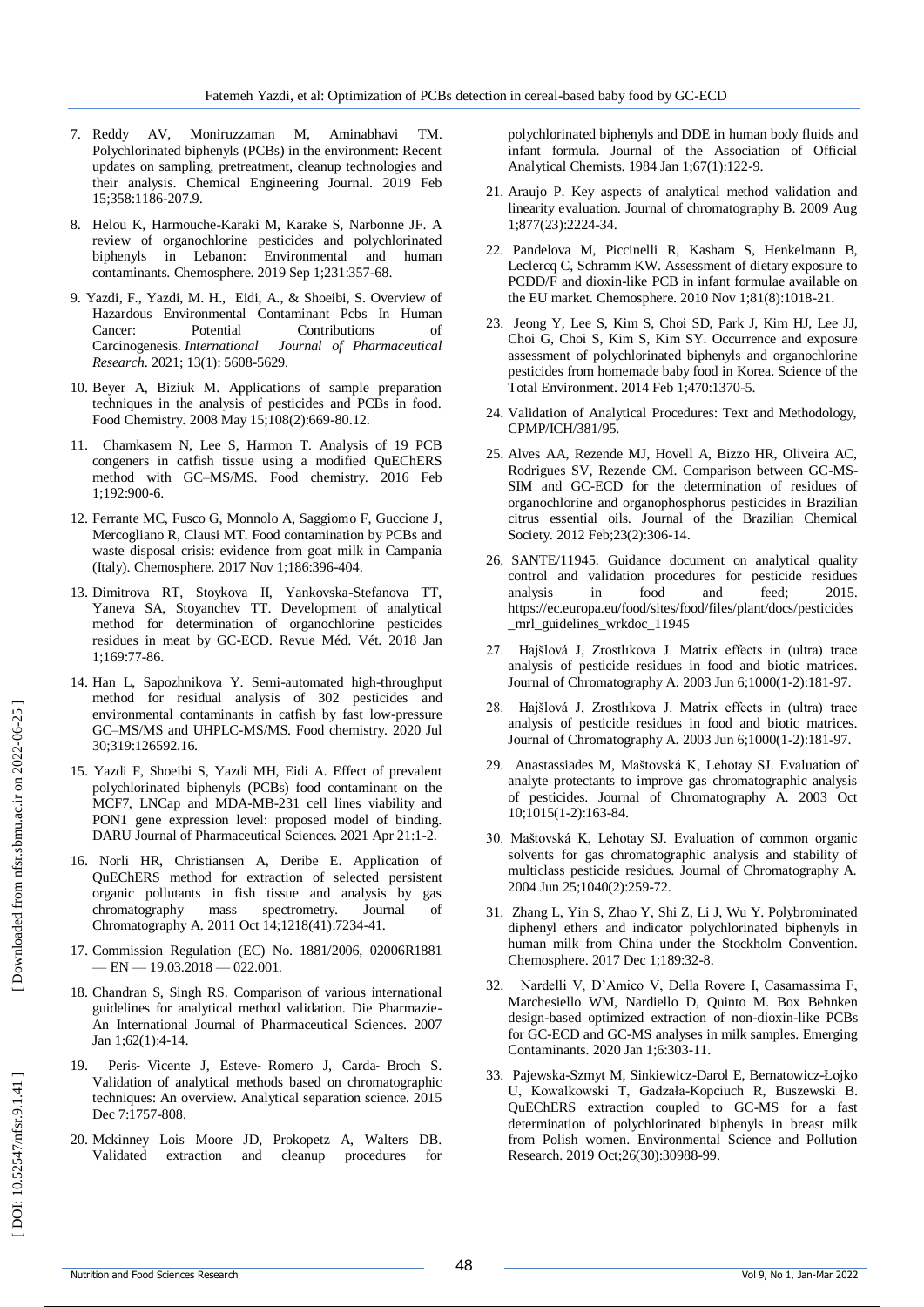7. Reddy AV, Moniruzzaman M, Aminabhavi TM. Polychlorinated biphenyls (PCBs) in the environment: Recent updates on sampling, pretreatment, cleanup technologies and their analysis. Chemical Engineering Journal. 2019 Feb 15;358:1186-207.9.

8. Helou K, Harmouche-Karaki M, Karake S, Narbonne JF. A review of organochlorine pesticides and polychlorinated biphenyls in Lebanon: Environmental and human contaminants. Chemosphere. 2019 Sep 1;231:357-68.

9. Yazdi, F., Yazdi, M. H., Eidi, A., & Shoeibi, S. Overview of Hazardous Environmental Contaminant Pcbs In Human Cancer: Potential Contributions of Carcinogenesis. *International Journal of Pharmaceutical Research*. 2021; 13(1): 5608-5629.

10. Beyer A, Biziuk M. Applications of sample preparation techniques in the analysis of pesticides and PCBs in food. Food Chemistry. 2008 May 15;108(2):669-80.12.

11. Chamkasem N, Lee S, Harmon T. Analysis of 19 PCB congeners in catfish tissue using a modified QuEChERS method with GC–MS/MS. Food chemistry. 2016 Feb 1;192:900-6.

12. Ferrante MC, Fusco G, Monnolo A, Saggiomo F, Guccione J, Mercogliano R, Clausi MT. Food contamination by PCBs and waste disposal crisis: evidence from goat milk in Campania (Italy). Chemosphere. 2017 Nov 1;186:396-404.

13. Dimitrova RT, Stoykova II, Yankovska-Stefanova TT, Yaneva SA, Stoyanchev TT. Development of analytical method for determination of organochlorine pesticides residues in meat by GC-ECD. Revue Méd. Vét. 2018 Jan 1;169:77-86.

14. Han L, Sapozhnikova Y. Semi-automated high-throughput method for residual analysis of 302 pesticides and environmental contaminants in catfish by fast low-pressure GC–MS/MS and UHPLC-MS/MS. Food chemistry. 2020 Jul 30;319:126592.16.

15. Yazdi F, Shoeibi S, Yazdi MH, Eidi A. Effect of prevalent polychlorinated biphenyls (PCBs) food contaminant on the MCF7, LNCap and MDA-MB-231 cell lines viability and PON1 gene expression level: proposed model of binding. DARU Journal of Pharmaceutical Sciences. 2021 Apr 21:1-2.

16. Norli HR, Christiansen A, Deribe E. Application of QuEChERS method for extraction of selected persistent organic pollutants in fish tissue and analysis by gas chromatography mass spectrometry. Journal of Chromatography A. 2011 Oct 14;1218(41):7234-41.

17. Commission Regulation (EC) No. 1881/2006, 02006R1881 — EN — 19.03.2018 — 022.001.

18. Chandran S, Singh RS. Comparison of various international guidelines for analytical method validation. Die Pharmazie-An International Journal of Pharmaceutical Sciences. 2007 Jan 1;62(1):4-14.

19. Peris‐ Vicente J, Esteve‐ Romero J, Carda‐ Broch S. Validation of analytical methods based on chromatographic techniques: An overview. Analytical separation science. 2015 Dec 7:1757-808.

20. Mckinney Lois Moore JD, Prokopetz A, Walters DB. Validated extraction and cleanup procedures for polychlorinated biphenyls and DDE in human body fluids and infant formula. Journal of the Association of Official Analytical Chemists. 1984 Jan 1;67(1):122-9.

21. Araujo P. Key aspects of analytical method validation and linearity evaluation. Journal of chromatography B. 2009 Aug 1;877(23):2224-34.

22. Pandelova M, Piccinelli R, Kasham S, Henkelmann B, Leclercq C, Schramm KW. Assessment of dietary exposure to PCDD/F and dioxin-like PCB in infant formulae available on the EU market. Chemosphere. 2010 Nov 1;81(8):1018-21.

23. Jeong Y, Lee S, Kim S, Choi SD, Park J, Kim HJ, Lee JJ, Choi G, Choi S, Kim S, Kim SY. Occurrence and exposure assessment of polychlorinated biphenyls and organochlorine pesticides from homemade baby food in Korea. Science of the Total Environment. 2014 Feb 1;470:1370-5.

24. Validation of Analytical Procedures: Text and Methodology, CPMP/ICH/381/95.

25. Alves AA, Rezende MJ, Hovell A, Bizzo HR, Oliveira AC, Rodrigues SV, Rezende CM. Comparison between GC-MS-SIM and GC-ECD for the determination of residues of organochlorine and organophosphorus pesticides in Brazilian citrus essential oils. Journal of the Brazilian Chemical Society. 2012 Feb;23(2):306-14.

26. SANTE/11945. Guidance document on analytical quality control and validation procedures for pesticide residues analysis in food and feed; 2015. https://ec.europa.eu/food/sites/food/files/plant/docs/pesticides_mrl_guidelines_wrkdoc_11945

27. Hajšlová J, Zrostlıkova J. Matrix effects in (ultra) trace analysis of pesticide residues in food and biotic matrices. Journal of Chromatography A. 2003 Jun 6;1000(1-2):181-97.

28. Hajšlová J, Zrostlıkova J. Matrix effects in (ultra) trace analysis of pesticide residues in food and biotic matrices. Journal of Chromatography A. 2003 Jun 6;1000(1-2):181-97.

29. Anastassiades M, Maštovská K, Lehotay SJ. Evaluation of analyte protectants to improve gas chromatographic analysis of pesticides. Journal of Chromatography A. 2003 Oct 10;1015(1-2):163-84.

30. Maštovská K, Lehotay SJ. Evaluation of common organic solvents for gas chromatographic analysis and stability of multiclass pesticide residues. Journal of Chromatography A. 2004 Jun 25;1040(2):259-72.

31. Zhang L, Yin S, Zhao Y, Shi Z, Li J, Wu Y. Polybrominated diphenyl ethers and indicator polychlorinated biphenyls in human milk from China under the Stockholm Convention. Chemosphere. 2017 Dec 1;189:32-8.

32. Nardelli V, D'Amico V, Della Rovere I, Casamassima F, Marchesiello WM, Nardiello D, Quinto M. Box Behnken design-based optimized extraction of non-dioxin-like PCBs for GC-ECD and GC-MS analyses in milk samples. Emerging Contaminants. 2020 Jan 1;6:303-11.

33. Pajewska-Szmyt M, Sinkiewicz-Darol E, Bernatowicz-Łojko U, Kowalkowski T, Gadzała-Kopciuch R, Buszewski B. QuEChERS extraction coupled to GC-MS for a fast determination of polychlorinated biphenyls in breast milk from Polish women. Environmental Science and Pollution Research. 2019 Oct;26(30):30988-99.